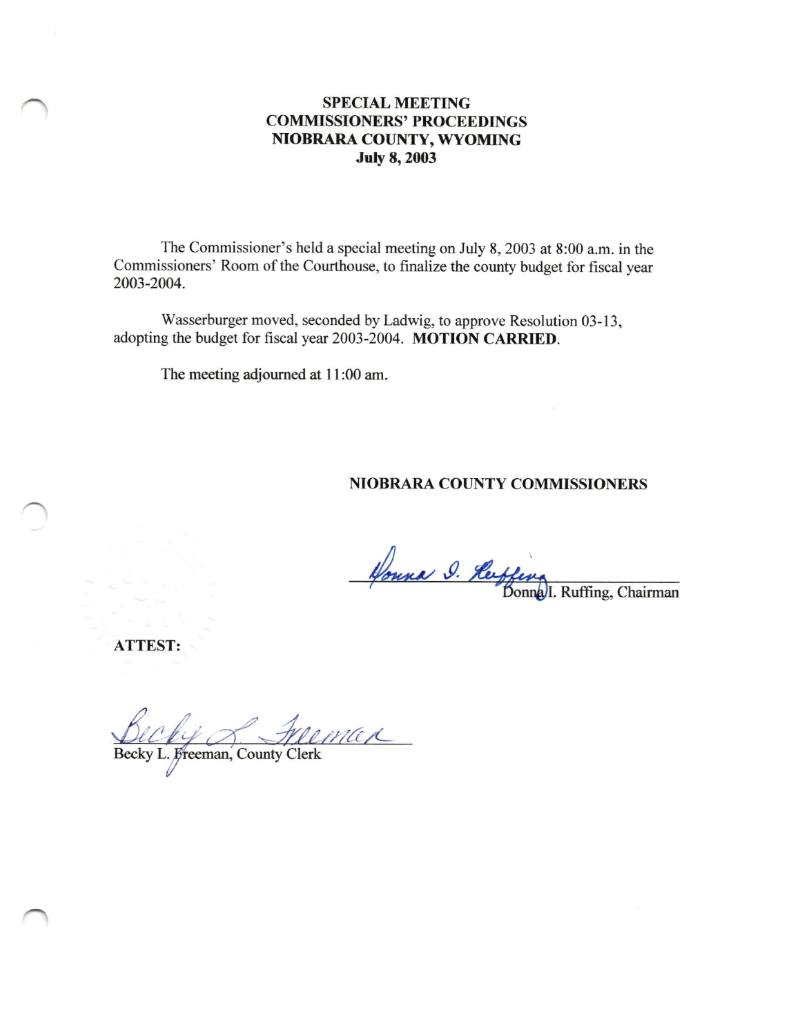# SPECIAL MEETING
# COMMISSIONERS' PROCEEDINGS
# NIOBRARA COUNTY, WYOMING
# July 8, 2003

The Commissioner's held a special meeting on July 8, 2003 at 8:00 a.m. in the Commissioners' Room of the Courthouse, to finalize the county budget for fiscal year 2003-2004.

Wasserburger moved, seconded by Ladwig, to approve Resolution 03-13, adopting the budget for fiscal year 2003-2004. **MOTION CARRIED.**

The meeting adjourned at 11:00 am.

**NIOBRARA COUNTY COMMISSIONERS**

Donna I. Ruffing, Chairman

**ATTEST:**

Becky L. Freeman, County Clerk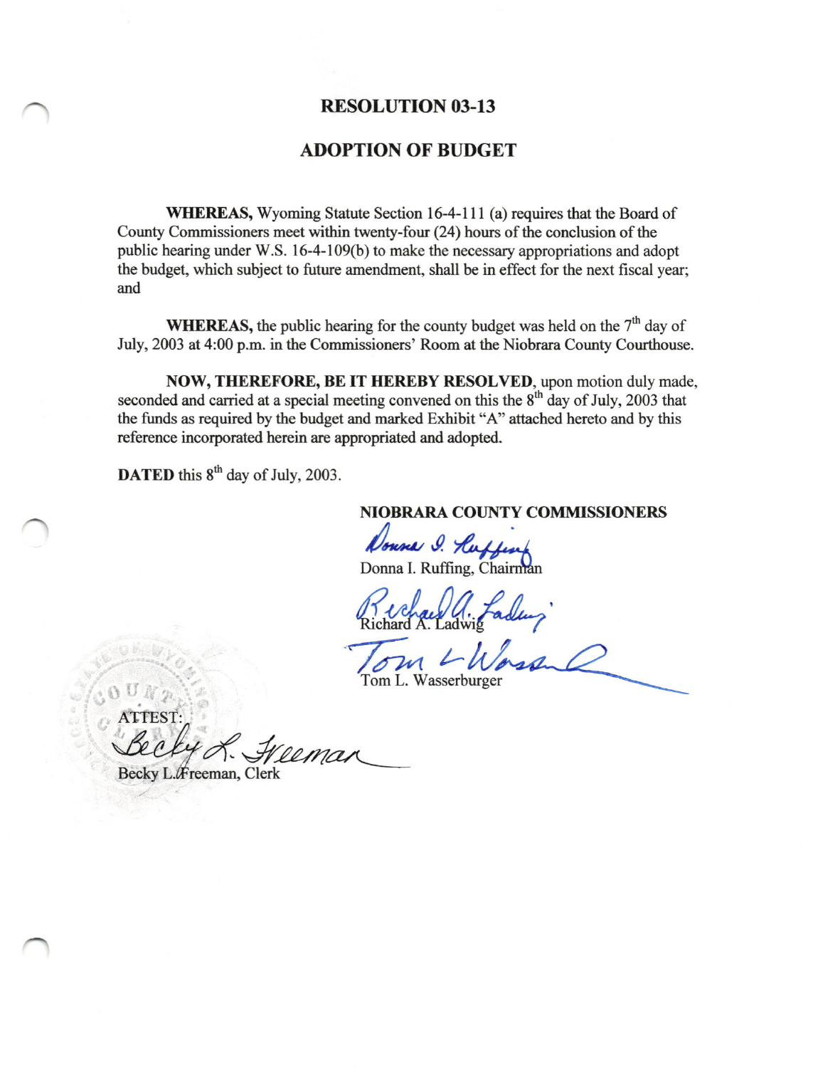# RESOLUTION 03-13

## ADOPTION OF BUDGET

**WHEREAS,** Wyoming Statute Section 16-4-111 (a) requires that the Board of County Commissioners meet within twenty-four (24) hours of the conclusion of the public hearing under W.S. 16-4-109(b) to make the necessary appropriations and adopt the budget, which subject to future amendment, shall be in effect for the next fiscal year; and

**WHEREAS,** the public hearing for the county budget was held on the 7th day of July, 2003 at 4:00 p.m. in the Commissioners' Room at the Niobrara County Courthouse.

**NOW, THEREFORE, BE IT HEREBY RESOLVED**, upon motion duly made, seconded and carried at a special meeting convened on this the 8th day of July, 2003 that the funds as required by the budget and marked Exhibit "A" attached hereto and by this reference incorporated herein are appropriated and adopted.

**DATED** this 8th day of July, 2003.

**NIOBRARA COUNTY COMMISSIONERS**

Donna I. Ruffing, Chairman

Richard A. Ladwig

Tom L. Wasserburger

ATTEST:

Becky L. Freeman, Clerk